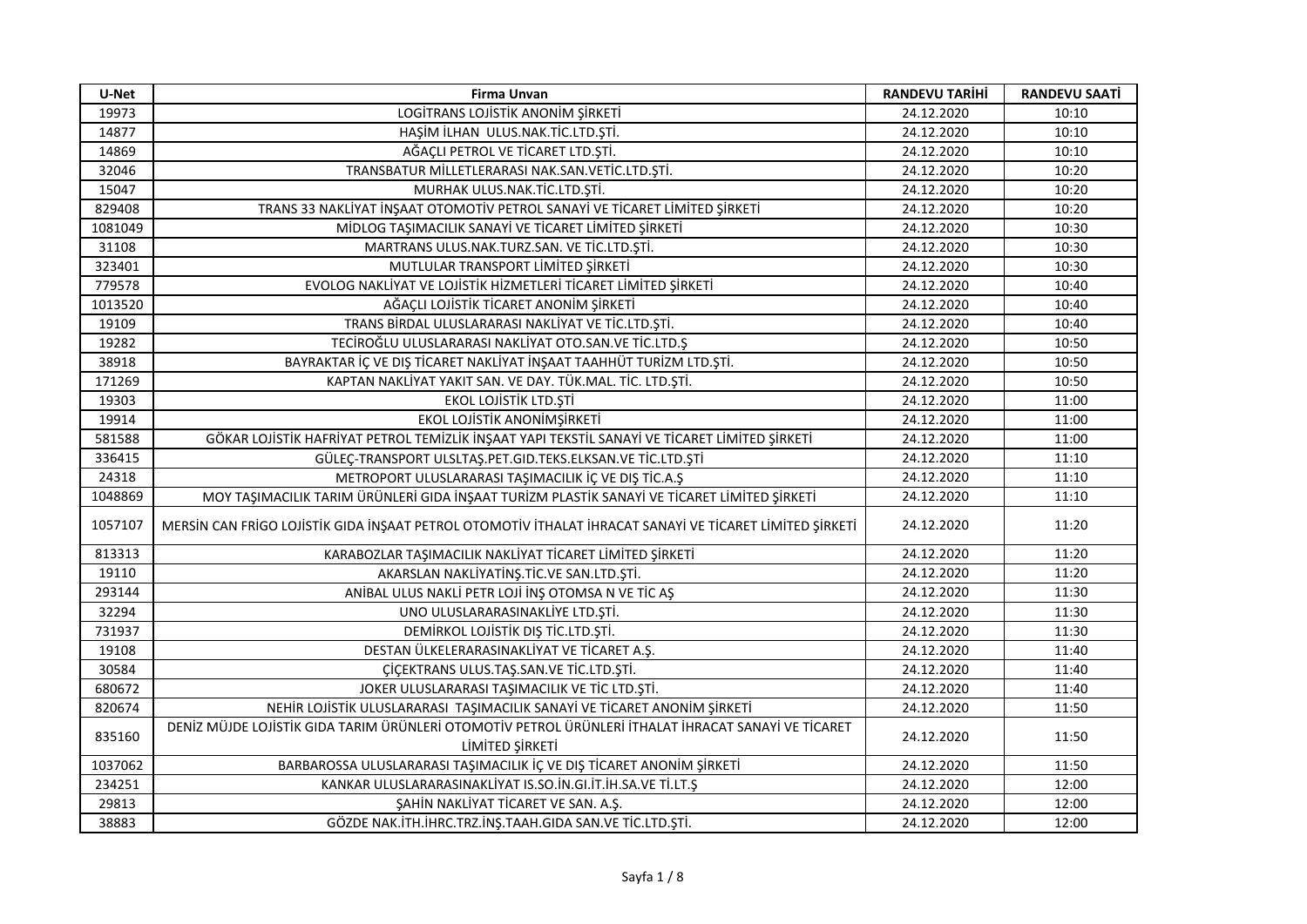| U-Net | Firma Unvan | RANDEVU TARİHİ | RANDEVU SAATİ |
|---|---|---|---|
| 19973 | LOGİTRANS LOJİSTİK ANONİM ŞİRKETİ | 24.12.2020 | 10:10 |
| 14877 | HAŞİM İLHAN ULUS.NAK.TİC.LTD.ŞTİ. | 24.12.2020 | 10:10 |
| 14869 | AĞAÇLI PETROL VE TİCARET LTD.ŞTİ. | 24.12.2020 | 10:10 |
| 32046 | TRANSBATUR MİLLETLERARASI NAK.SAN.VETİC.LTD.ŞTİ. | 24.12.2020 | 10:20 |
| 15047 | MURHAK ULUS.NAK.TİC.LTD.ŞTİ. | 24.12.2020 | 10:20 |
| 829408 | TRANS 33 NAKLİYAT İNŞAAT OTOMOTİV PETROL SANAYİ VE TİCARET LİMİTED ŞİRKETİ | 24.12.2020 | 10:20 |
| 1081049 | MİDLOG TAŞIMACILIK SANAYİ VE TİCARET LİMİTED ŞİRKETİ | 24.12.2020 | 10:30 |
| 31108 | MARTRANS ULUS.NAK.TURZ.SAN. VE TİC.LTD.ŞTİ. | 24.12.2020 | 10:30 |
| 323401 | MUTLULAR TRANSPORT LİMİTED ŞİRKETİ | 24.12.2020 | 10:30 |
| 779578 | EVOLOG NAKLİYAT VE LOJİSTİK HİZMETLERİ TİCARET LİMİTED ŞİRKETİ | 24.12.2020 | 10:40 |
| 1013520 | AĞAÇLI LOJİSTİK TİCARET ANONİM ŞİRKETİ | 24.12.2020 | 10:40 |
| 19109 | TRANS BİRDAL ULUSLARARASI NAKLİYAT VE TİC.LTD.ŞTİ. | 24.12.2020 | 10:40 |
| 19282 | TECİROĞLU ULUSLARARASI NAKLİYAT OTO.SAN.VE TİC.LTD.Ş | 24.12.2020 | 10:50 |
| 38918 | BAYRAKTAR İÇ VE DIŞ TİCARET NAKLİYAT İNŞAAT TAAHHÜT TURİZM LTD.ŞTİ. | 24.12.2020 | 10:50 |
| 171269 | KAPTAN NAKLİYAT YAKIT SAN. VE DAY. TÜK.MAL. TİC. LTD.ŞTİ. | 24.12.2020 | 10:50 |
| 19303 | EKOL LOJİSTİK LTD.ŞTİ | 24.12.2020 | 11:00 |
| 19914 | EKOL LOJİSTİK ANONİMŞİRKETİ | 24.12.2020 | 11:00 |
| 581588 | GÖKAR LOJİSTİK HAFRİYAT PETROL TEMİZLİK İNŞAAT YAPI TEKSTİL SANAYİ VE TİCARET LİMİTED ŞİRKETİ | 24.12.2020 | 11:00 |
| 336415 | GÜLEÇ-TRANSPORT ULSLTAŞ.PET.GID.TEKS.ELKSAN.VE TİC.LTD.ŞTİ | 24.12.2020 | 11:10 |
| 24318 | METROPORT ULUSLARARASI TAŞIMACILIK İÇ VE DIŞ TİC.A.Ş | 24.12.2020 | 11:10 |
| 1048869 | MOY TAŞIMACILIK TARIM ÜRÜNLERİ GIDA İNŞAAT TURİZM PLASTİK SANAYİ VE TİCARET LİMİTED ŞİRKETİ | 24.12.2020 | 11:10 |
| 1057107 | MERSİN CAN FRİGO LOJİSTİK GIDA İNŞAAT PETROL OTOMOTİV İTHALAT İHRACAT SANAYİ VE TİCARET LİMİTED ŞİRKETİ | 24.12.2020 | 11:20 |
| 813313 | KARABOZLAR TAŞIMACILIK NAKLİYAT TİCARET LİMİTED ŞİRKETİ | 24.12.2020 | 11:20 |
| 19110 | AKARSLAN NAKLİYATİNŞ.TİC.VE SAN.LTD.ŞTİ. | 24.12.2020 | 11:20 |
| 293144 | ANİBAL ULUS NAKLİ PETR LOJİ İNŞ OTOMSA N VE TİC AŞ | 24.12.2020 | 11:30 |
| 32294 | UNO ULUSLARARASINAKLİYE LTD.ŞTİ. | 24.12.2020 | 11:30 |
| 731937 | DEMİRKOL LOJİSTİK DIŞ TİC.LTD.ŞTİ. | 24.12.2020 | 11:30 |
| 19108 | DESTAN ÜLKELERARASINAKLİYAT VE TİCARET A.Ş. | 24.12.2020 | 11:40 |
| 30584 | ÇİÇEKTRANS ULUS.TAŞ.SAN.VE TİC.LTD.ŞTİ. | 24.12.2020 | 11:40 |
| 680672 | JOKER ULUSLARARASI TAŞIMACILIK VE TİC LTD.ŞTİ. | 24.12.2020 | 11:40 |
| 820674 | NEHİR LOJİSTİK ULUSLARARASI TAŞIMACILIK SANAYİ VE TİCARET ANONİM ŞİRKETİ | 24.12.2020 | 11:50 |
| 835160 | DENİZ MÜJDE LOJİSTİK GIDA TARIM ÜRÜNLERİ OTOMOTİV PETROL ÜRÜNLERİ İTHALAT İHRACAT SANAYİ VE TİCARET LİMİTED ŞİRKETİ | 24.12.2020 | 11:50 |
| 1037062 | BARBAROSSA ULUSLARARASI TAŞIMACILIK İÇ VE DIŞ TİCARET ANONİM ŞİRKETİ | 24.12.2020 | 11:50 |
| 234251 | KANKAR ULUSLARARASINAKLİYAT IS.SO.İN.GI.İT.İH.SA.VE Tİ.LT.Ş | 24.12.2020 | 12:00 |
| 29813 | ŞAHİN NAKLİYAT TİCARET VE SAN. A.Ş. | 24.12.2020 | 12:00 |
| 38883 | GÖZDE NAK.İTH.İHRC.TRZ.İNŞ.TAAH.GIDA SAN.VE TİC.LTD.ŞTİ. | 24.12.2020 | 12:00 |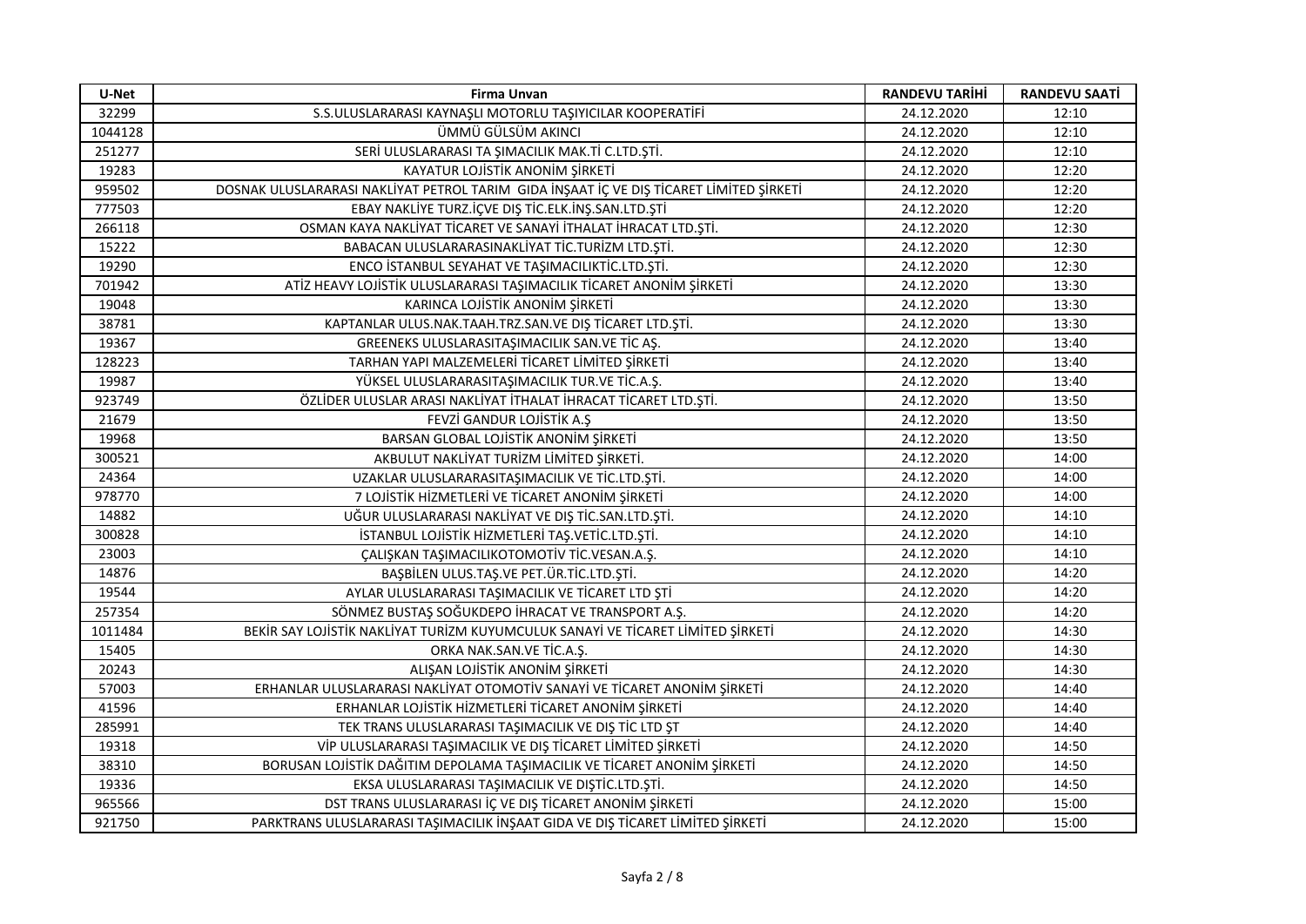| U-Net | Firma Unvan | RANDEVU TARİHİ | RANDEVU SAATİ |
|---|---|---|---|
| 32299 | S.S.ULUSLARARASI KAYNAŞLI MOTORLU TAŞIYICILAR KOOPERATİFİ | 24.12.2020 | 12:10 |
| 1044128 | ÜMMÜ GÜLSÜM AKINCI | 24.12.2020 | 12:10 |
| 251277 | SERİ ULUSLARARASI TA ŞIMACILIK MAK.Tİ C.LTD.ŞTİ. | 24.12.2020 | 12:10 |
| 19283 | KAYATUR LOJİSTİK ANONİM ŞİRKETİ | 24.12.2020 | 12:20 |
| 959502 | DOSNAK ULUSLARARASI NAKLİYAT PETROL TARIM GIDA İNŞAAT İÇ VE DIŞ TİCARET LİMİTED ŞİRKETİ | 24.12.2020 | 12:20 |
| 777503 | EBAY NAKLİYE TURZ.İÇVE DIŞ TİC.ELK.İNŞ.SAN.LTD.ŞTİ | 24.12.2020 | 12:20 |
| 266118 | OSMAN KAYA NAKLİYAT TİCARET VE SANAYİ İTHALAT İHRACAT LTD.ŞTİ. | 24.12.2020 | 12:30 |
| 15222 | BABACAN ULUSLARARASINAKLİYAT TİC.TURİZM LTD.ŞTİ. | 24.12.2020 | 12:30 |
| 19290 | ENCO İSTANBUL SEYAHAT VE TAŞIMACILIKTİC.LTD.ŞTİ. | 24.12.2020 | 12:30 |
| 701942 | ATİZ HEAVY LOJİSTİK ULUSLARARASI TAŞIMACILIK TİCARET ANONİM ŞİRKETİ | 24.12.2020 | 13:30 |
| 19048 | KARINCA LOJİSTİK ANONİM ŞİRKETİ | 24.12.2020 | 13:30 |
| 38781 | KAPTANLAR ULUS.NAK.TAAH.TRZ.SAN.VE DIŞ TİCARET LTD.ŞTİ. | 24.12.2020 | 13:30 |
| 19367 | GREENEKS ULUSLARASITAŞIMACILIK SAN.VE TİC AŞ. | 24.12.2020 | 13:40 |
| 128223 | TARHAN YAPI MALZEMELERİ TİCARET LİMİTED ŞİRKETİ | 24.12.2020 | 13:40 |
| 19987 | YÜKSEL ULUSLARARASITAŞIMACILIK TUR.VE TİC.A.Ş. | 24.12.2020 | 13:40 |
| 923749 | ÖZLİDER ULUSLAR ARASI NAKLİYAT İTHALAT İHRACAT TİCARET LTD.ŞTİ. | 24.12.2020 | 13:50 |
| 21679 | FEVZİ GANDUR LOJİSTİK A.Ş | 24.12.2020 | 13:50 |
| 19968 | BARSAN GLOBAL LOJİSTİK ANONİM ŞİRKETİ | 24.12.2020 | 13:50 |
| 300521 | AKBULUT NAKLİYAT TURİZM LİMİTED ŞİRKETİ. | 24.12.2020 | 14:00 |
| 24364 | UZAKLAR ULUSLARARASITAŞIMACILIK VE TİC.LTD.ŞTİ. | 24.12.2020 | 14:00 |
| 978770 | 7 LOJİSTİK HİZMETLERİ VE TİCARET ANONİM ŞİRKETİ | 24.12.2020 | 14:00 |
| 14882 | UĞUR ULUSLARARASI NAKLİYAT VE DIŞ TİC.SAN.LTD.ŞTİ. | 24.12.2020 | 14:10 |
| 300828 | İSTANBUL LOJİSTİK HİZMETLERİ TAŞ.VETİC.LTD.ŞTİ. | 24.12.2020 | 14:10 |
| 23003 | ÇALIŞKAN TAŞIMACILIKOTOMOTİV TİC.VESAN.A.Ş. | 24.12.2020 | 14:10 |
| 14876 | BAŞBİLEN ULUS.TAŞ.VE PET.ÜR.TİC.LTD.ŞTİ. | 24.12.2020 | 14:20 |
| 19544 | AYLAR ULUSLARARASI TAŞIMACILIK VE TİCARET LTD ŞTİ | 24.12.2020 | 14:20 |
| 257354 | SÖNMEZ BUSTAŞ SOĞUKDEPO İHRACAT VE TRANSPORT A.Ş. | 24.12.2020 | 14:20 |
| 1011484 | BEKİR SAY LOJİSTİK NAKLİYAT TURİZM KUYUMCULUK SANAYİ VE TİCARET LİMİTED ŞİRKETİ | 24.12.2020 | 14:30 |
| 15405 | ORKA NAK.SAN.VE TİC.A.Ş. | 24.12.2020 | 14:30 |
| 20243 | ALIŞAN LOJİSTİK ANONİM ŞİRKETİ | 24.12.2020 | 14:30 |
| 57003 | ERHANLAR ULUSLARARASI NAKLİYAT OTOMOTİV SANAYİ VE TİCARET ANONİM ŞİRKETİ | 24.12.2020 | 14:40 |
| 41596 | ERHANLAR LOJİSTİK HİZMETLERİ TİCARET ANONİM ŞİRKETİ | 24.12.2020 | 14:40 |
| 285991 | TEK TRANS ULUSLARARASI TAŞIMACILIK VE DIŞ TİC LTD ŞT | 24.12.2020 | 14:40 |
| 19318 | VİP ULUSLARARASI TAŞIMACILIK VE DIŞ TİCARET LİMİTED ŞİRKETİ | 24.12.2020 | 14:50 |
| 38310 | BORUSAN LOJİSTİK DAĞITIM DEPOLAMA TAŞIMACILIK VE TİCARET ANONİM ŞİRKETİ | 24.12.2020 | 14:50 |
| 19336 | EKSA ULUSLARARASI TAŞIMACILIK VE DIŞTİC.LTD.ŞTİ. | 24.12.2020 | 14:50 |
| 965566 | DST TRANS ULUSLARARASI İÇ VE DIŞ TİCARET ANONİM ŞİRKETİ | 24.12.2020 | 15:00 |
| 921750 | PARKTRANS ULUSLARARASI TAŞIMACILIK İNŞAAT GIDA VE DIŞ TİCARET LİMİTED ŞİRKETİ | 24.12.2020 | 15:00 |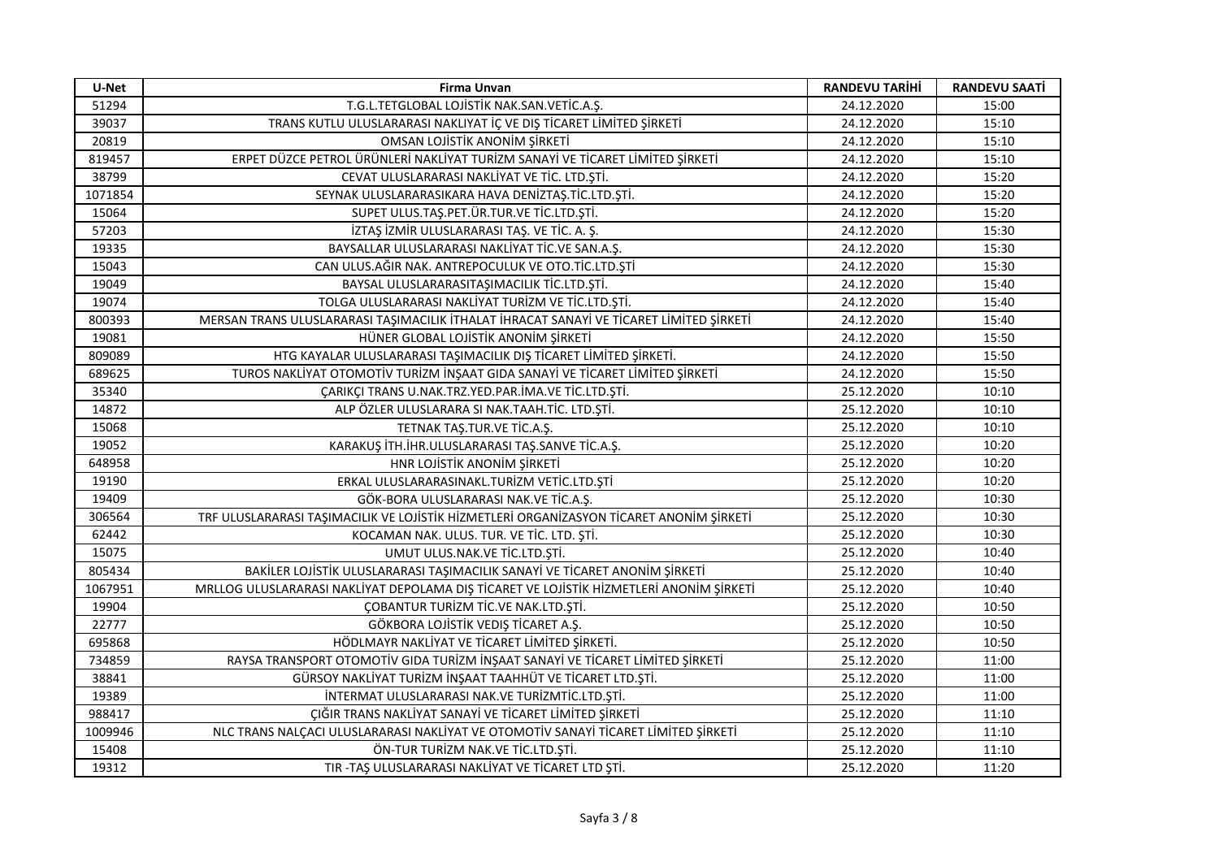| U-Net | Firma Unvan | RANDEVU TARİHİ | RANDEVU SAATİ |
|---|---|---|---|
| 51294 | T.G.L.TETGLOBAL LOJİSTİK NAK.SAN.VETİC.A.Ş. | 24.12.2020 | 15:00 |
| 39037 | TRANS KUTLU ULUSLARARASI NAKLIYAT İÇ VE DIŞ TİCARET LİMİTED ŞİRKETİ | 24.12.2020 | 15:10 |
| 20819 | OMSAN LOJİSTİK ANONİM ŞİRKETİ | 24.12.2020 | 15:10 |
| 819457 | ERPET DÜZCE PETROL ÜRÜNLERİ NAKLİYAT TURİZM SANAYİ VE TİCARET LİMİTED ŞİRKETİ | 24.12.2020 | 15:10 |
| 38799 | CEVAT ULUSLARARASI NAKLİYAT VE TİC. LTD.ŞTİ. | 24.12.2020 | 15:20 |
| 1071854 | SEYNAK ULUSLARARASIKARA HAVA DENİZTAŞ.TİC.LTD.ŞTİ. | 24.12.2020 | 15:20 |
| 15064 | SUPET ULUS.TAŞ.PET.ÜR.TUR.VE TİC.LTD.ŞTİ. | 24.12.2020 | 15:20 |
| 57203 | İZTAŞ İZMİR ULUSLARARASI TAŞ. VE TİC. A. Ş. | 24.12.2020 | 15:30 |
| 19335 | BAYSALLAR ULUSLARARASI NAKLİYAT TİC.VE SAN.A.Ş. | 24.12.2020 | 15:30 |
| 15043 | CAN ULUS.AĞIR NAK. ANTREPOCULUK VE OTO.TİC.LTD.ŞTİ | 24.12.2020 | 15:30 |
| 19049 | BAYSAL ULUSLARARASITAŞIMACILIK TİC.LTD.ŞTİ. | 24.12.2020 | 15:40 |
| 19074 | TOLGA ULUSLARARASI NAKLİYAT TURİZM VE TİC.LTD.ŞTİ. | 24.12.2020 | 15:40 |
| 800393 | MERSAN TRANS ULUSLARARASI TAŞIMACILIK İTHALAT İHRACAT SANAYİ VE TİCARET LİMİTED ŞİRKETİ | 24.12.2020 | 15:40 |
| 19081 | HÜNER GLOBAL LOJİSTİK ANONİM ŞİRKETİ | 24.12.2020 | 15:50 |
| 809089 | HTG KAYALAR ULUSLARARASI TAŞIMACILIK DIŞ TİCARET LİMİTED ŞİRKETİ. | 24.12.2020 | 15:50 |
| 689625 | TUROS NAKLİYAT OTOMOTİV TURİZM İNŞAAT GIDA SANAYİ VE TİCARET LİMİTED ŞİRKETİ | 24.12.2020 | 15:50 |
| 35340 | ÇARIKÇI TRANS U.NAK.TRZ.YED.PAR.İMA.VE TİC.LTD.ŞTİ. | 25.12.2020 | 10:10 |
| 14872 | ALP ÖZLER ULUSLARARA SI NAK.TAAH.TİC. LTD.ŞTİ. | 25.12.2020 | 10:10 |
| 15068 | TETNAK TAŞ.TUR.VE TİC.A.Ş. | 25.12.2020 | 10:10 |
| 19052 | KARAKUŞ İTH.İHR.ULUSLARARASI TAŞ.SANVE TİC.A.Ş. | 25.12.2020 | 10:20 |
| 648958 | HNR LOJİSTİK ANONİM ŞİRKETİ | 25.12.2020 | 10:20 |
| 19190 | ERKAL ULUSLARARASINAKL.TURİZM VETİC.LTD.ŞTİ | 25.12.2020 | 10:20 |
| 19409 | GÖK-BORA ULUSLARARASI NAK.VE TİC.A.Ş. | 25.12.2020 | 10:30 |
| 306564 | TRF ULUSLARARASI TAŞIMACILIK VE LOJİSTİK HİZMETLERİ ORGANİZASYON TİCARET ANONİM ŞİRKETİ | 25.12.2020 | 10:30 |
| 62442 | KOCAMAN NAK. ULUS. TUR. VE TİC. LTD. ŞTİ. | 25.12.2020 | 10:30 |
| 15075 | UMUT ULUS.NAK.VE TİC.LTD.ŞTİ. | 25.12.2020 | 10:40 |
| 805434 | BAKİLER LOJİSTİK ULUSLARARASI TAŞIMACILIK SANAYİ VE TİCARET ANONİM ŞİRKETİ | 25.12.2020 | 10:40 |
| 1067951 | MRLLOG ULUSLARARASI NAKLİYAT DEPOLAMA DIŞ TİCARET VE LOJİSTİK HİZMETLERİ ANONİM ŞİRKETİ | 25.12.2020 | 10:40 |
| 19904 | ÇOBANTUR TURİZM TİC.VE NAK.LTD.ŞTİ. | 25.12.2020 | 10:50 |
| 22777 | GÖKBORA LOJİSTİK VEDIŞ TİCARET A.Ş. | 25.12.2020 | 10:50 |
| 695868 | HÖDLMAYR NAKLİYAT VE TİCARET LİMİTED ŞİRKETİ. | 25.12.2020 | 10:50 |
| 734859 | RAYSA TRANSPORT OTOMOTİV GIDA TURİZM İNŞAAT SANAYİ VE TİCARET LİMİTED ŞİRKETİ | 25.12.2020 | 11:00 |
| 38841 | GÜRSOY NAKLİYAT TURİZM İNŞAAT TAAHHÜT VE TİCARET LTD.ŞTİ. | 25.12.2020 | 11:00 |
| 19389 | İNTERMAT ULUSLARARASI NAK.VE TURİZMTİC.LTD.ŞTİ. | 25.12.2020 | 11:00 |
| 988417 | ÇIĞIR TRANS NAKLİYAT SANAYİ VE TİCARET LİMİTED ŞİRKETİ | 25.12.2020 | 11:10 |
| 1009946 | NLC TRANS NALÇACI ULUSLARARASI NAKLİYAT VE OTOMOTİV SANAYİ TİCARET LİMİTED ŞİRKETİ | 25.12.2020 | 11:10 |
| 15408 | ÖN-TUR TURİZM NAK.VE TİC.LTD.ŞTİ. | 25.12.2020 | 11:10 |
| 19312 | TIR -TAŞ ULUSLARARASI NAKLİYAT VE TİCARET LTD ŞTİ. | 25.12.2020 | 11:20 |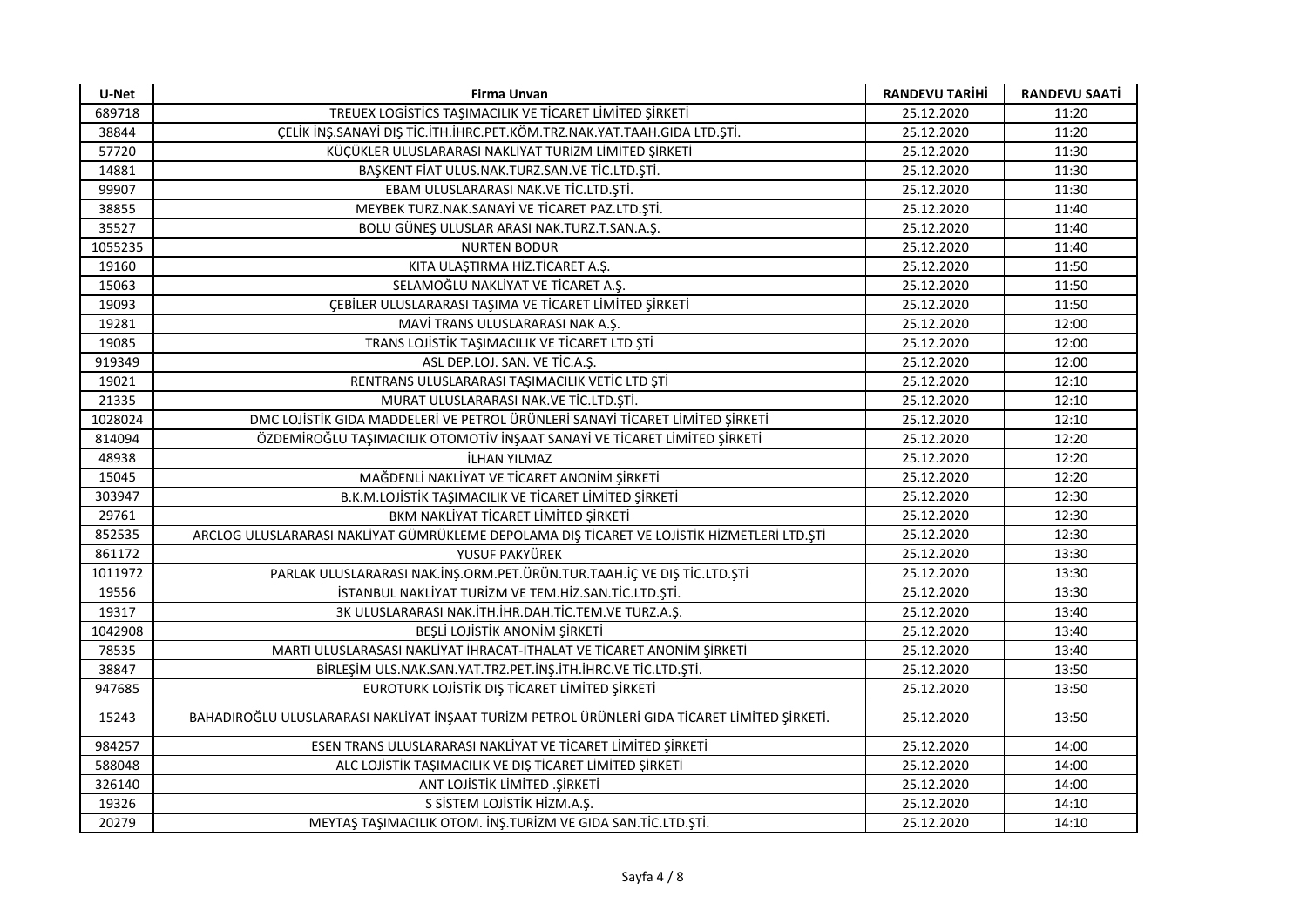| U-Net | Firma Unvan | RANDEVU TARİHİ | RANDEVU SAATİ |
|---|---|---|---|
| 689718 | TREUEX LOGİSTİCS TAŞIMACILIK VE TİCARET LİMİTED ŞİRKETİ | 25.12.2020 | 11:20 |
| 38844 | ÇELİK İNŞ.SANAYİ DIŞ TİC.İTH.İHRC.PET.KÖM.TRZ.NAK.YAT.TAAH.GIDA LTD.ŞTİ. | 25.12.2020 | 11:20 |
| 57720 | KÜÇÜKLER ULUSLARARASI NAKLİYAT TURİZM LİMİTED ŞİRKETİ | 25.12.2020 | 11:30 |
| 14881 | BAŞKENT FİAT ULUS.NAK.TURZ.SAN.VE TİC.LTD.ŞTİ. | 25.12.2020 | 11:30 |
| 99907 | EBAM ULUSLARARASI NAK.VE TİC.LTD.ŞTİ. | 25.12.2020 | 11:30 |
| 38855 | MEYBEK TURZ.NAK.SANAYİ VE TİCARET PAZ.LTD.ŞTİ. | 25.12.2020 | 11:40 |
| 35527 | BOLU GÜNEŞ ULUSLAR ARASI NAK.TURZ.T.SAN.A.Ş. | 25.12.2020 | 11:40 |
| 1055235 | NURTEN BODUR | 25.12.2020 | 11:40 |
| 19160 | KITA ULAŞTIRMA HİZ.TİCARET A.Ş. | 25.12.2020 | 11:50 |
| 15063 | SELAMOĞLU NAKLİYAT VE TİCARET A.Ş. | 25.12.2020 | 11:50 |
| 19093 | ÇEBİLER ULUSLARARASI TAŞIMA VE TİCARET LİMİTED ŞİRKETİ | 25.12.2020 | 11:50 |
| 19281 | MAVİ TRANS ULUSLARARASI NAK A.Ş. | 25.12.2020 | 12:00 |
| 19085 | TRANS LOJİSTİK TAŞIMACILIK VE TİCARET LTD ŞTİ | 25.12.2020 | 12:00 |
| 919349 | ASL DEP.LOJ. SAN. VE TİC.A.Ş. | 25.12.2020 | 12:00 |
| 19021 | RENTRANS ULUSLARARASI TAŞIMACILIK VETİC LTD ŞTİ | 25.12.2020 | 12:10 |
| 21335 | MURAT ULUSLARARASI NAK.VE TİC.LTD.ŞTİ. | 25.12.2020 | 12:10 |
| 1028024 | DMC LOJİSTİK GIDA MADDELERİ VE PETROL ÜRÜNLERİ SANAYİ TİCARET LİMİTED ŞİRKETİ | 25.12.2020 | 12:10 |
| 814094 | ÖZDEMİROĞLU TAŞIMACILIK OTOMOTİV İNŞAAT SANAYİ VE TİCARET LİMİTED ŞİRKETİ | 25.12.2020 | 12:20 |
| 48938 | İLHAN YILMAZ | 25.12.2020 | 12:20 |
| 15045 | MAĞDENLİ NAKLİYAT VE TİCARET ANONİM ŞİRKETİ | 25.12.2020 | 12:20 |
| 303947 | B.K.M.LOJİSTİK TAŞIMACILIK VE TİCARET LİMİTED ŞİRKETİ | 25.12.2020 | 12:30 |
| 29761 | BKM NAKLİYAT TİCARET LİMİTED ŞİRKETİ | 25.12.2020 | 12:30 |
| 852535 | ARCLOG ULUSLARARASI NAKLİYAT GÜMRÜKLEME DEPOLAMA DIŞ TİCARET VE LOJİSTİK HİZMETLERİ LTD.ŞTİ | 25.12.2020 | 12:30 |
| 861172 | YUSUF PAKYÜREK | 25.12.2020 | 13:30 |
| 1011972 | PARLAK ULUSLARARASI NAK.İNŞ.ORM.PET.ÜRÜN.TUR.TAAH.İÇ VE DIŞ TİC.LTD.ŞTİ | 25.12.2020 | 13:30 |
| 19556 | İSTANBUL NAKLİYAT TURİZM VE TEM.HİZ.SAN.TİC.LTD.ŞTİ. | 25.12.2020 | 13:30 |
| 19317 | 3K ULUSLARARASI NAK.İTH.İHR.DAH.TİC.TEM.VE TURZ.A.Ş. | 25.12.2020 | 13:40 |
| 1042908 | BEŞLİ LOJİSTİK ANONİM ŞİRKETİ | 25.12.2020 | 13:40 |
| 78535 | MARTI ULUSLARASASI NAKLİYAT İHRACAT-İTHALAT VE TİCARET ANONİM ŞİRKETİ | 25.12.2020 | 13:40 |
| 38847 | BİRLEŞİM ULS.NAK.SAN.YAT.TRZ.PET.İNŞ.İTH.İHRC.VE TİC.LTD.ŞTİ. | 25.12.2020 | 13:50 |
| 947685 | EUROTURK LOJİSTİK DIŞ TİCARET LİMİTED ŞİRKETİ | 25.12.2020 | 13:50 |
| 15243 | BAHADIROĞLU ULUSLARARASI NAKLİYAT İNŞAAT TURİZM PETROL ÜRÜNLERİ GIDA TİCARET LİMİTED ŞİRKETİ. | 25.12.2020 | 13:50 |
| 984257 | ESEN TRANS ULUSLARARASI NAKLİYAT VE TİCARET LİMİTED ŞİRKETİ | 25.12.2020 | 14:00 |
| 588048 | ALC LOJİSTİK TAŞIMACILIK VE DIŞ TİCARET LİMİTED ŞİRKETİ | 25.12.2020 | 14:00 |
| 326140 | ANT LOJİSTİK LİMİTED .ŞİRKETİ | 25.12.2020 | 14:00 |
| 19326 | S SİSTEM LOJİSTİK HİZM.A.Ş. | 25.12.2020 | 14:10 |
| 20279 | MEYTAŞ TAŞIMACILIK OTOM. İNŞ.TURİZM VE GIDA SAN.TİC.LTD.ŞTİ. | 25.12.2020 | 14:10 |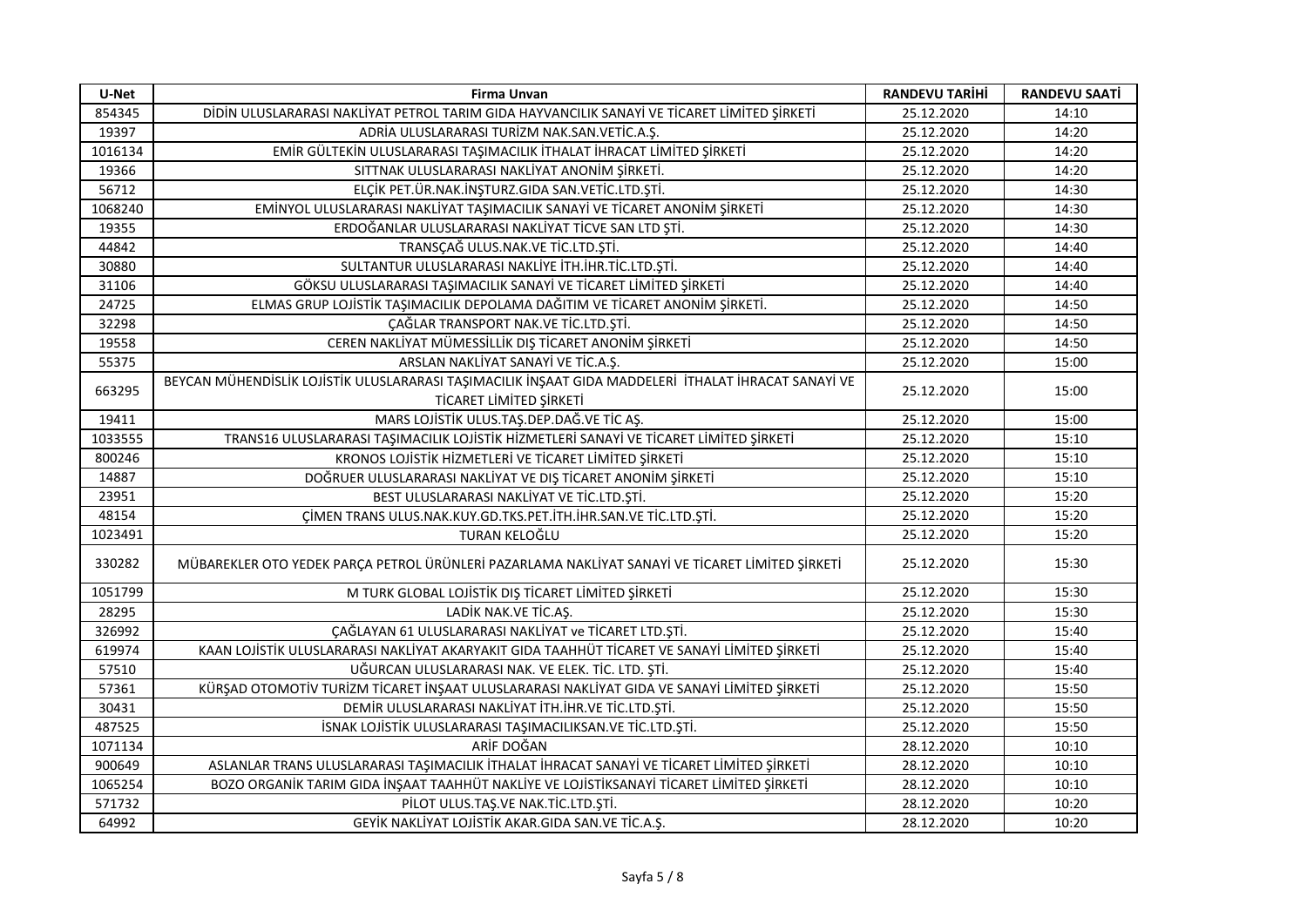| U-Net | Firma Unvan | RANDEVU TARİHİ | RANDEVU SAATİ |
|---|---|---|---|
| 854345 | DİDİN ULUSLARARASI NAKLİYAT PETROL TARIM GIDA HAYVANCILIK SANAYİ VE TİCARET LİMİTED ŞİRKETİ | 25.12.2020 | 14:10 |
| 19397 | ADRİA ULUSLARARASI TURİZM NAK.SAN.VETİC.A.Ş. | 25.12.2020 | 14:20 |
| 1016134 | EMİR GÜLTEKİN ULUSLARARASI TAŞIMACILIK İTHALAT İHRACAT LİMİTED ŞİRKETİ | 25.12.2020 | 14:20 |
| 19366 | SITTNAK ULUSLARARASI NAKLİYAT ANONİM ŞİRKETİ. | 25.12.2020 | 14:20 |
| 56712 | ELÇİK PET.ÜR.NAK.İNŞTURZ.GIDA SAN.VETİC.LTD.ŞTİ. | 25.12.2020 | 14:30 |
| 1068240 | EMİNYOL ULUSLARARASI NAKLİYAT TAŞIMACILIK SANAYİ VE TİCARET ANONİM ŞİRKETİ | 25.12.2020 | 14:30 |
| 19355 | ERDOĞANLAR ULUSLARARASI NAKLİYAT TİCVE SAN LTD ŞTİ. | 25.12.2020 | 14:30 |
| 44842 | TRANSÇAĞ ULUS.NAK.VE TİC.LTD.ŞTİ. | 25.12.2020 | 14:40 |
| 30880 | SULTANTUR ULUSLARARASI NAKLİYE İTH.İHR.TİC.LTD.ŞTİ. | 25.12.2020 | 14:40 |
| 31106 | GÖKSU ULUSLARARASI TAŞIMACILIK SANAYİ VE TİCARET LİMİTED ŞİRKETİ | 25.12.2020 | 14:40 |
| 24725 | ELMAS GRUP LOJİSTİK TAŞIMACILIK DEPOLAMA DAĞITIM VE TİCARET ANONİM ŞİRKETİ. | 25.12.2020 | 14:50 |
| 32298 | ÇAĞLAR TRANSPORT NAK.VE TİC.LTD.ŞTİ. | 25.12.2020 | 14:50 |
| 19558 | CEREN NAKLİYAT MÜMESSİLLİK DIŞ TİCARET ANONİM ŞİRKETİ | 25.12.2020 | 14:50 |
| 55375 | ARSLAN NAKLİYAT SANAYİ VE TİC.A.Ş. | 25.12.2020 | 15:00 |
| 663295 | BEYCAN MÜHENDİSLİK LOJİSTİK ULUSLARARASI TAŞIMACILIK İNŞAAT GIDA MADDELERİ İTHALAT İHRACAT SANAYİ VE TİCARET LİMİTED ŞİRKETİ | 25.12.2020 | 15:00 |
| 19411 | MARS LOJİSTİK ULUS.TAŞ.DEP.DAĞ.VE TİC AŞ. | 25.12.2020 | 15:00 |
| 1033555 | TRANS16 ULUSLARARASI TAŞIMACILIK LOJİSTİK HİZMETLERİ SANAYİ VE TİCARET LİMİTED ŞİRKETİ | 25.12.2020 | 15:10 |
| 800246 | KRONOS LOJİSTİK HİZMETLERİ VE TİCARET LİMİTED ŞİRKETİ | 25.12.2020 | 15:10 |
| 14887 | DOĞRUER ULUSLARARASI NAKLİYAT VE DIŞ TİCARET ANONİM ŞİRKETİ | 25.12.2020 | 15:10 |
| 23951 | BEST ULUSLARARASI NAKLİYAT VE TİC.LTD.ŞTİ. | 25.12.2020 | 15:20 |
| 48154 | ÇİMEN TRANS ULUS.NAK.KUY.GD.TKS.PET.İTH.İHR.SAN.VE TİC.LTD.ŞTİ. | 25.12.2020 | 15:20 |
| 1023491 | TURAN KELOĞLU | 25.12.2020 | 15:20 |
| 330282 | MÜBAREKLER OTO YEDEK PARÇA PETROL ÜRÜNLERİ PAZARLAMA NAKLİYAT SANAYİ VE TİCARET LİMİTED ŞİRKETİ | 25.12.2020 | 15:30 |
| 1051799 | M TURK GLOBAL LOJİSTİK DIŞ TİCARET LİMİTED ŞİRKETİ | 25.12.2020 | 15:30 |
| 28295 | LADİK NAK.VE TİC.AŞ. | 25.12.2020 | 15:30 |
| 326992 | ÇAĞLAYAN 61 ULUSLARARASI NAKLİYAT ve TİCARET LTD.ŞTİ. | 25.12.2020 | 15:40 |
| 619974 | KAAN LOJİSTİK ULUSLARARASI NAKLİYAT AKARYAKIT GIDA TAAHHÜT TİCARET VE SANAYİ LİMİTED ŞİRKETİ | 25.12.2020 | 15:40 |
| 57510 | UĞURCAN ULUSLARARASI NAK. VE ELEK. TİC. LTD. ŞTİ. | 25.12.2020 | 15:40 |
| 57361 | KÜRŞAD OTOMOTİV TURİZM TİCARET İNŞAAT ULUSLARARASI NAKLİYAT GIDA VE SANAYİ LİMİTED ŞİRKETİ | 25.12.2020 | 15:50 |
| 30431 | DEMİR ULUSLARARASI NAKLİYAT İTH.İHR.VE TİC.LTD.ŞTİ. | 25.12.2020 | 15:50 |
| 487525 | İSNAK LOJİSTİK ULUSLARARASI TAŞIMACILIKSAN.VE TİC.LTD.ŞTİ. | 25.12.2020 | 15:50 |
| 1071134 | ARİF DOĞAN | 28.12.2020 | 10:10 |
| 900649 | ASLANLAR TRANS ULUSLARARASI TAŞIMACILIK İTHALAT İHRACAT SANAYİ VE TİCARET LİMİTED ŞİRKETİ | 28.12.2020 | 10:10 |
| 1065254 | BOZO ORGANİK TARIM GIDA İNŞAAT TAAHHÜT NAKLİYE VE LOJİSTİKSANAYİ TİCARET LİMİTED ŞİRKETİ | 28.12.2020 | 10:10 |
| 571732 | PİLOT ULUS.TAŞ.VE NAK.TİC.LTD.ŞTİ. | 28.12.2020 | 10:20 |
| 64992 | GEYİK NAKLİYAT LOJİSTİK AKAR.GIDA SAN.VE TİC.A.Ş. | 28.12.2020 | 10:20 |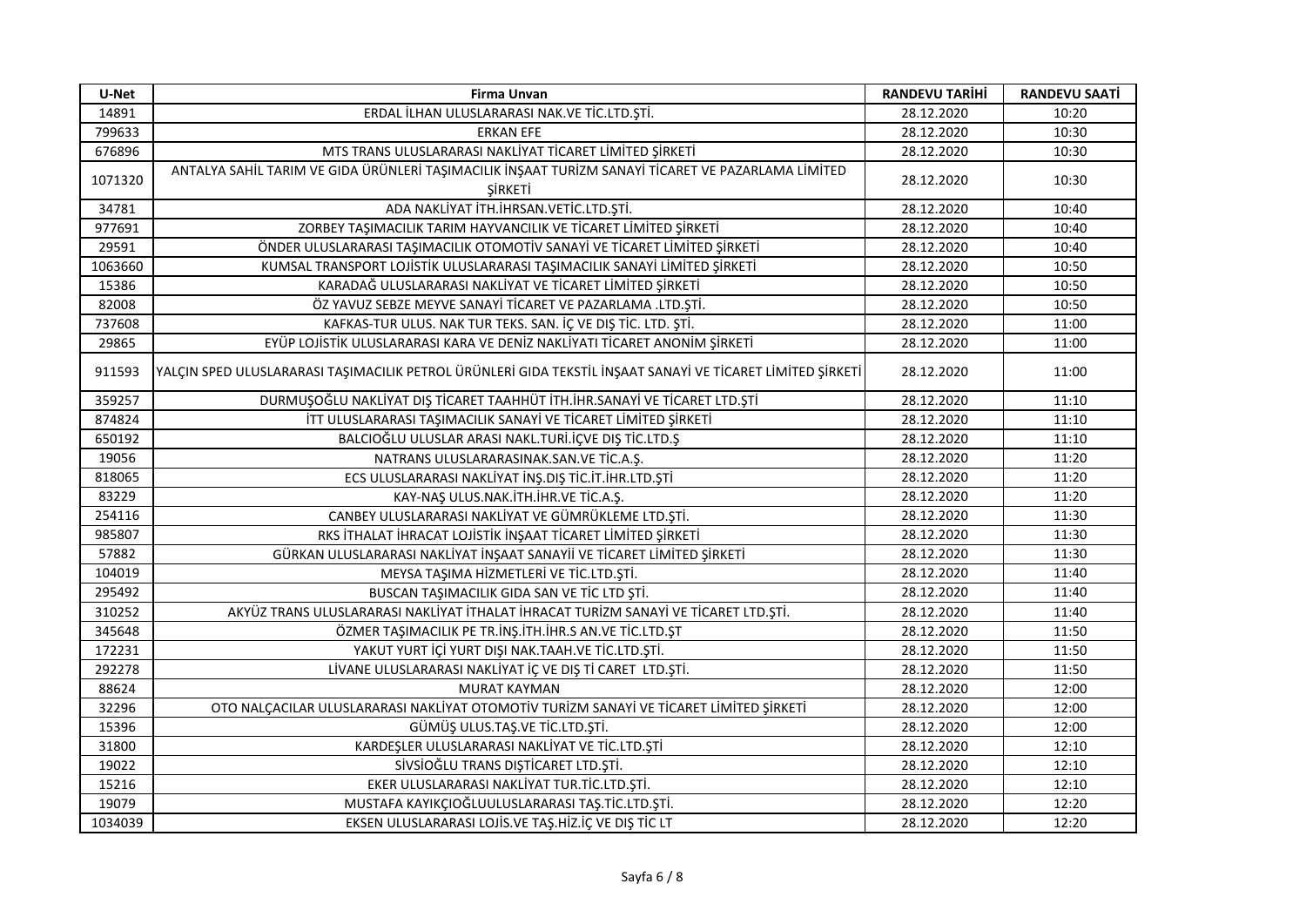| U-Net | Firma Unvan | RANDEVU TARİHİ | RANDEVU SAATİ |
|---|---|---|---|
| 14891 | ERDAL İLHAN ULUSLARARASI NAK.VE TİC.LTD.ŞTİ. | 28.12.2020 | 10:20 |
| 799633 | ERKAN EFE | 28.12.2020 | 10:30 |
| 676896 | MTS TRANS ULUSLARARASI NAKLİYAT TİCARET LİMİTED ŞİRKETİ | 28.12.2020 | 10:30 |
| 1071320 | ANTALYA SAHİL TARIM VE GIDA ÜRÜNLERİ TAŞIMACILIK İNŞAAT TURİZM SANAYİ TİCARET VE PAZARLAMA LİMİTED ŞİRKETİ | 28.12.2020 | 10:30 |
| 34781 | ADA NAKLİYAT İTH.İHRSAN.VETİC.LTD.ŞTİ. | 28.12.2020 | 10:40 |
| 977691 | ZORBEY TAŞIMACILIK TARIM HAYVANCILIK VE TİCARET LİMİTED ŞİRKETİ | 28.12.2020 | 10:40 |
| 29591 | ÖNDER ULUSLARARASI TAŞIMACILIK OTOMOTİV SANAYİ VE TİCARET LİMİTED ŞİRKETİ | 28.12.2020 | 10:40 |
| 1063660 | KUMSAL TRANSPORT LOJİSTİK ULUSLARARASI TAŞIMACILIK SANAYİ LİMİTED ŞİRKETİ | 28.12.2020 | 10:50 |
| 15386 | KARADAĞ ULUSLARARASI NAKLİYAT VE TİCARET LİMİTED ŞİRKETİ | 28.12.2020 | 10:50 |
| 82008 | ÖZ YAVUZ SEBZE MEYVE SANAYİ TİCARET VE PAZARLAMA .LTD.ŞTİ. | 28.12.2020 | 10:50 |
| 737608 | KAFKAS-TUR ULUS. NAK TUR TEKS. SAN. İÇ VE DIŞ TİC. LTD. ŞTİ. | 28.12.2020 | 11:00 |
| 29865 | EYÜP LOJİSTİK ULUSLARARASI KARA VE DENİZ NAKLİYATI TİCARET ANONİM ŞİRKETİ | 28.12.2020 | 11:00 |
| 911593 | YALÇIN SPED ULUSLARARASI TAŞIMACILIK PETROL ÜRÜNLERİ GIDA TEKSTİL İNŞAAT SANAYİ VE TİCARET LİMİTED ŞİRKETİ | 28.12.2020 | 11:00 |
| 359257 | DURMUŞOĞLU NAKLİYAT DIŞ TİCARET TAAHHÜT İTH.İHR.SANAYİ VE TİCARET LTD.ŞTİ | 28.12.2020 | 11:10 |
| 874824 | İTT ULUSLARARASI TAŞIMACILIK SANAYİ VE TİCARET LİMİTED ŞİRKETİ | 28.12.2020 | 11:10 |
| 650192 | BALCIOĞLU ULUSLAR ARASI NAKL.TURİ.İÇVE DIŞ TİC.LTD.Ş | 28.12.2020 | 11:10 |
| 19056 | NATRANS ULUSLARARASINAK.SAN.VE TİC.A.Ş. | 28.12.2020 | 11:20 |
| 818065 | ECS ULUSLARARASI NAKLİYAT İNŞ.DIŞ TİC.İT.İHR.LTD.ŞTİ | 28.12.2020 | 11:20 |
| 83229 | KAY-NAŞ ULUS.NAK.İTH.İHR.VE TİC.A.Ş. | 28.12.2020 | 11:20 |
| 254116 | CANBEY ULUSLARARASI NAKLİYAT VE GÜMRÜKLEME LTD.ŞTİ. | 28.12.2020 | 11:30 |
| 985807 | RKS İTHALAT İHRACAT LOJİSTİK İNŞAAT TİCARET LİMİTED ŞİRKETİ | 28.12.2020 | 11:30 |
| 57882 | GÜRKAN ULUSLARARASI NAKLİYAT İNŞAAT SANAYİİ VE TİCARET LİMİTED ŞİRKETİ | 28.12.2020 | 11:30 |
| 104019 | MEYSA TAŞIMA HİZMETLERİ VE TİC.LTD.ŞTİ. | 28.12.2020 | 11:40 |
| 295492 | BUSCAN TAŞIMACILIK GIDA SAN VE TİC LTD ŞTİ. | 28.12.2020 | 11:40 |
| 310252 | AKYÜZ TRANS ULUSLARARASI NAKLİYAT İTHALAT İHRACAT TURİZM SANAYİ VE TİCARET LTD.ŞTİ. | 28.12.2020 | 11:40 |
| 345648 | ÖZMER TAŞIMACILIK PE TR.İNŞ.İTH.İHR.S AN.VE TİC.LTD.ŞT | 28.12.2020 | 11:50 |
| 172231 | YAKUT YURT İÇİ YURT DIŞI NAK.TAAH.VE TİC.LTD.ŞTİ. | 28.12.2020 | 11:50 |
| 292278 | LİVANE ULUSLARARASI NAKLİYAT İÇ VE DIŞ Tİ CARET LTD.ŞTİ. | 28.12.2020 | 11:50 |
| 88624 | MURAT KAYMAN | 28.12.2020 | 12:00 |
| 32296 | OTO NALÇACILAR ULUSLARARASI NAKLİYAT OTOMOTİV TURİZM SANAYİ VE TİCARET LİMİTED ŞİRKETİ | 28.12.2020 | 12:00 |
| 15396 | GÜMÜŞ ULUS.TAŞ.VE TİC.LTD.ŞTİ. | 28.12.2020 | 12:00 |
| 31800 | KARDEŞLER ULUSLARARASI NAKLİYAT VE TİC.LTD.ŞTİ | 28.12.2020 | 12:10 |
| 19022 | SİVSİOĞLU TRANS DIŞTİCARET LTD.ŞTİ. | 28.12.2020 | 12:10 |
| 15216 | EKER ULUSLARARASI NAKLİYAT TUR.TİC.LTD.ŞTİ. | 28.12.2020 | 12:10 |
| 19079 | MUSTAFA KAYIKÇIOĞLUULUSLARARASI TAŞ.TİC.LTD.ŞTİ. | 28.12.2020 | 12:20 |
| 1034039 | EKSEN ULUSLARARASI LOJİS.VE TAŞ.HİZ.İÇ VE DIŞ TİC LT | 28.12.2020 | 12:20 |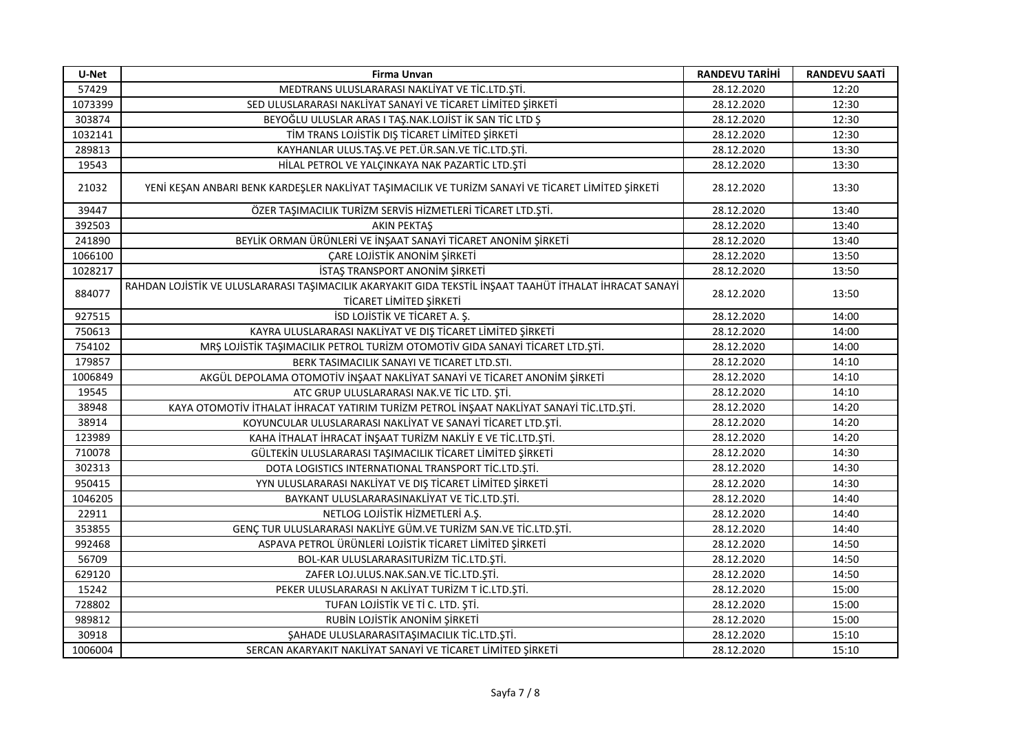| U-Net | Firma Unvan | RANDEVU TARİHİ | RANDEVU SAATİ |
|---|---|---|---|
| 57429 | MEDTRANS ULUSLARARASI NAKLİYAT VE TİC.LTD.ŞTİ. | 28.12.2020 | 12:20 |
| 1073399 | SED ULUSLARARASI NAKLİYAT SANAYİ VE TİCARET LİMİTED ŞİRKETİ | 28.12.2020 | 12:30 |
| 303874 | BEYOĞLU ULUSLAR ARAS I TAŞ.NAK.LOJİST İK SAN TİC LTD Ş | 28.12.2020 | 12:30 |
| 1032141 | TİM TRANS LOJİSTİK DIŞ TİCARET LİMİTED ŞİRKETİ | 28.12.2020 | 12:30 |
| 289813 | KAYHANLAR ULUS.TAŞ.VE PET.ÜR.SAN.VE TİC.LTD.ŞTİ. | 28.12.2020 | 13:30 |
| 19543 | HİLAL PETROL VE YALÇINKAYA NAK PAZARTİC LTD.ŞTİ | 28.12.2020 | 13:30 |
| 21032 | YENİ KEŞAN ANBARI BENK KARDEŞLER NAKLİYAT TAŞIMACILIK VE TURİZM SANAYİ VE TİCARET LİMİTED ŞİRKETİ | 28.12.2020 | 13:30 |
| 39447 | ÖZER TAŞIMACILIK TURİZM SERVİS HİZMETLERİ TİCARET LTD.ŞTİ. | 28.12.2020 | 13:40 |
| 392503 | AKIN PEKTAŞ | 28.12.2020 | 13:40 |
| 241890 | BEYLİK ORMAN ÜRÜNLERİ VE İNŞAAT SANAYİ TİCARET ANONİM ŞİRKETİ | 28.12.2020 | 13:40 |
| 1066100 | ÇARE LOJİSTİK ANONİM ŞİRKETİ | 28.12.2020 | 13:50 |
| 1028217 | İSTAŞ TRANSPORT ANONİM ŞİRKETİ | 28.12.2020 | 13:50 |
| 884077 | RAHDAN LOJİSTİK VE ULUSLARARASI TAŞIMACILIK AKARYAKIT GIDA TEKSTİL İNŞAAT TAAHÜT İTHALAT İHRACAT SANAYİ TİCARET LİMİTED ŞİRKETİ | 28.12.2020 | 13:50 |
| 927515 | İSD LOJİSTİK VE TİCARET A. Ş. | 28.12.2020 | 14:00 |
| 750613 | KAYRA ULUSLARARASI NAKLİYAT VE DIŞ TİCARET LİMİTED ŞİRKETİ | 28.12.2020 | 14:00 |
| 754102 | MRŞ LOJİSTİK TAŞIMACILIK PETROL TURİZM OTOMOTİV GIDA SANAYİ TİCARET LTD.ŞTİ. | 28.12.2020 | 14:00 |
| 179857 | BERK TASIMACILIK SANAYI VE TICARET LTD.STI. | 28.12.2020 | 14:10 |
| 1006849 | AKGÜL DEPOLAMA OTOMOTİV İNŞAAT NAKLİYAT SANAYİ VE TİCARET ANONİM ŞİRKETİ | 28.12.2020 | 14:10 |
| 19545 | ATC GRUP ULUSLARARASI NAK.VE TİC LTD. ŞTİ. | 28.12.2020 | 14:10 |
| 38948 | KAYA OTOMOTİV İTHALAT İHRACAT YATIRIM TURİZM PETROL İNŞAAT NAKLİYAT SANAYİ TİC.LTD.ŞTİ. | 28.12.2020 | 14:20 |
| 38914 | KOYUNCULAR ULUSLARARASI NAKLİYAT VE SANAYİ TİCARET LTD.ŞTİ. | 28.12.2020 | 14:20 |
| 123989 | KAHA İTHALAT İHRACAT İNŞAAT TURİZM NAKLİY E VE TİC.LTD.ŞTİ. | 28.12.2020 | 14:20 |
| 710078 | GÜLTEKİN ULUSLARARASI TAŞIMACILIK TİCARET LİMİTED ŞİRKETİ | 28.12.2020 | 14:30 |
| 302313 | DOTA LOGISTICS INTERNATIONAL TRANSPORT TİC.LTD.ŞTİ. | 28.12.2020 | 14:30 |
| 950415 | YYN ULUSLARARASI NAKLİYAT VE DIŞ TİCARET LİMİTED ŞİRKETİ | 28.12.2020 | 14:30 |
| 1046205 | BAYKANT ULUSLARARASINAKLİYAT VE TİC.LTD.ŞTİ. | 28.12.2020 | 14:40 |
| 22911 | NETLOG LOJİSTİK HİZMETLERİ A.Ş. | 28.12.2020 | 14:40 |
| 353855 | GENÇ TUR ULUSLARARASI NAKLİYE GÜM.VE TURİZM SAN.VE TİC.LTD.ŞTİ. | 28.12.2020 | 14:40 |
| 992468 | ASPAVA PETROL ÜRÜNLERİ LOJİSTİK TİCARET LİMİTED ŞİRKETİ | 28.12.2020 | 14:50 |
| 56709 | BOL-KAR ULUSLARARASITURİZM TİC.LTD.ŞTİ. | 28.12.2020 | 14:50 |
| 629120 | ZAFER LOJ.ULUS.NAK.SAN.VE TİC.LTD.ŞTİ. | 28.12.2020 | 14:50 |
| 15242 | PEKER ULUSLARARASI N AKLİYAT TURİZM T İC.LTD.ŞTİ. | 28.12.2020 | 15:00 |
| 728802 | TUFAN LOJİSTİK VE Tİ C. LTD. ŞTİ. | 28.12.2020 | 15:00 |
| 989812 | RUBİN LOJİSTİK ANONİM ŞİRKETİ | 28.12.2020 | 15:00 |
| 30918 | ŞAHADE ULUSLARARASITAŞIMACILIK TİC.LTD.ŞTİ. | 28.12.2020 | 15:10 |
| 1006004 | SERCAN AKARYAKIT NAKLİYAT SANAYİ VE TİCARET LİMİTED ŞİRKETİ | 28.12.2020 | 15:10 |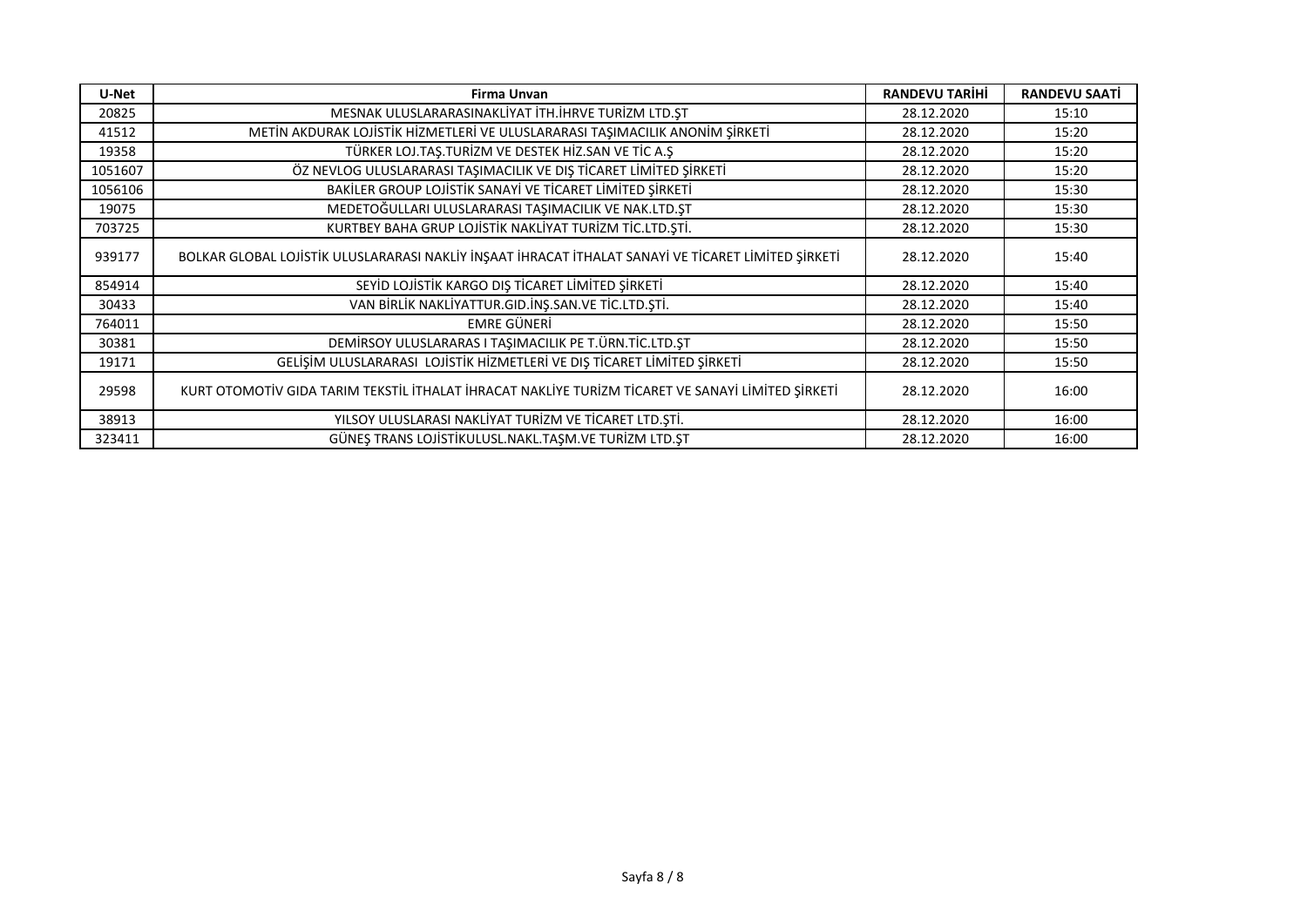| U-Net | Firma Unvan | RANDEVU TARİHİ | RANDEVU SAATİ |
|---|---|---|---|
| 20825 | MESNAK ULUSLARARASINAKLİYAT İTH.İHRVE TURİZM LTD.ŞT | 28.12.2020 | 15:10 |
| 41512 | METİN AKDURAK LOJİSTİK HİZMETLERİ VE ULUSLARARASI TAŞIMACILIK ANONİM ŞİRKETİ | 28.12.2020 | 15:20 |
| 19358 | TÜRKER LOJ.TAŞ.TURİZM VE DESTEK HİZ.SAN VE TİC A.Ş | 28.12.2020 | 15:20 |
| 1051607 | ÖZ NEVLOG ULUSLARARASI TAŞIMACILIK VE DIŞ TİCARET LİMİTED ŞİRKETİ | 28.12.2020 | 15:20 |
| 1056106 | BAKİLER GROUP LOJİSTİK SANAYİ VE TİCARET LİMİTED ŞİRKETİ | 28.12.2020 | 15:30 |
| 19075 | MEDETOĞULLARI ULUSLARARASI TAŞIMACILIK VE NAK.LTD.ŞT | 28.12.2020 | 15:30 |
| 703725 | KURTBEY BAHA GRUP LOJİSTİK NAKLİYAT TURİZM TİC.LTD.ŞTİ. | 28.12.2020 | 15:30 |
| 939177 | BOLKAR GLOBAL LOJİSTİK ULUSLARARASI NAKLİY İNŞAAT İHRACAT İTHALAT SANAYİ VE TİCARET LİMİTED ŞİRKETİ | 28.12.2020 | 15:40 |
| 854914 | SEYİD LOJİSTİK KARGO DIŞ TİCARET LİMİTED ŞİRKETİ | 28.12.2020 | 15:40 |
| 30433 | VAN BİRLİK NAKLİYATTUR.GID.İNŞ.SAN.VE TİC.LTD.ŞTİ. | 28.12.2020 | 15:40 |
| 764011 | EMRE GÜNERİ | 28.12.2020 | 15:50 |
| 30381 | DEMİRSOY ULUSLARARAS I TAŞIMACILIK PE T.ÜRN.TİC.LTD.ŞT | 28.12.2020 | 15:50 |
| 19171 | GELİŞİM ULUSLARARASI LOJİSTİK HİZMETLERİ VE DIŞ TİCARET LİMİTED ŞİRKETİ | 28.12.2020 | 15:50 |
| 29598 | KURT OTOMOTİV GIDA TARIM TEKSTİL İTHALAT İHRACAT NAKLİYE TURİZM TİCARET VE SANAYİ LİMİTED ŞİRKETİ | 28.12.2020 | 16:00 |
| 38913 | YILSOY ULUSLARASI NAKLİYAT TURİZM VE TİCARET LTD.ŞTİ. | 28.12.2020 | 16:00 |
| 323411 | GÜNEŞ TRANS LOJİSTİKULUSL.NAKL.TAŞM.VE TURİZM LTD.ŞT | 28.12.2020 | 16:00 |